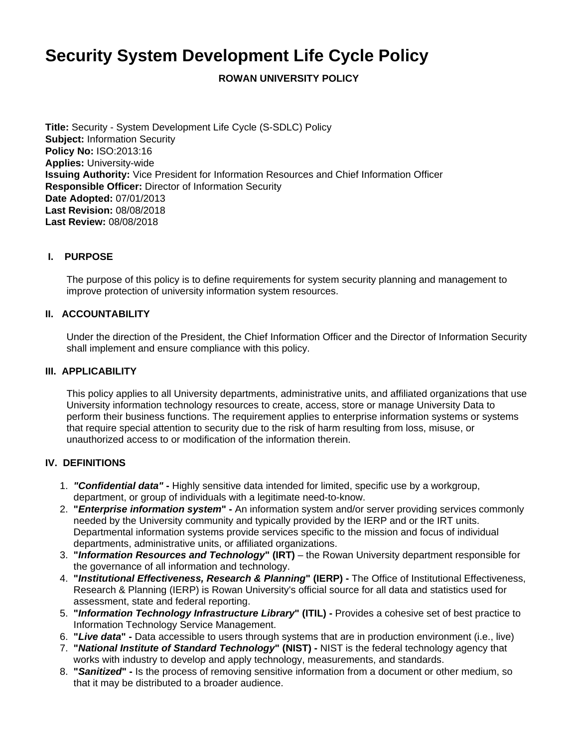# Security System Development Life Cycle Policy

**ROWAN UNIVERSITY POLICY**

**Title:** Security - System Development Life Cycle (S-SDLC) Policy
**Subject:** Information Security
**Policy No:** ISO:2013:16
**Applies:** University-wide
**Issuing Authority:** Vice President for Information Resources and Chief Information Officer
**Responsible Officer:** Director of Information Security
**Date Adopted:** 07/01/2013
**Last Revision:** 08/08/2018
**Last Review:** 08/08/2018

## I. PURPOSE

The purpose of this policy is to define requirements for system security planning and management to improve protection of university information system resources.

## II. ACCOUNTABILITY

Under the direction of the President, the Chief Information Officer and the Director of Information Security shall implement and ensure compliance with this policy.

## III. APPLICABILITY

This policy applies to all University departments, administrative units, and affiliated organizations that use University information technology resources to create, access, store or manage University Data to perform their business functions. The requirement applies to enterprise information systems or systems that require special attention to security due to the risk of harm resulting from loss, misuse, or unauthorized access to or modification of the information therein.

## IV. DEFINITIONS

1. ***"Confidential data"* -** Highly sensitive data intended for limited, specific use by a workgroup, department, or group of individuals with a legitimate need-to-know.
2. **"*Enterprise information system*" -** An information system and/or server providing services commonly needed by the University community and typically provided by the IERP and or the IRT units. Departmental information systems provide services specific to the mission and focus of individual departments, administrative units, or affiliated organizations.
3. **"*Information Resources and Technology*" (IRT)** – the Rowan University department responsible for the governance of all information and technology.
4. **"*Institutional Effectiveness, Research & Planning*" (IERP) -** The Office of Institutional Effectiveness, Research & Planning (IERP) is Rowan University's official source for all data and statistics used for assessment, state and federal reporting.
5. **"*Information Technology Infrastructure Library*" (ITIL) -** Provides a cohesive set of best practice to Information Technology Service Management.
6. **"*Live data*" -** Data accessible to users through systems that are in production environment (i.e., live)
7. **"*National Institute of Standard Technology*" (NIST) -** NIST is the federal technology agency that works with industry to develop and apply technology, measurements, and standards.
8. **"*Sanitized*" -** Is the process of removing sensitive information from a document or other medium, so that it may be distributed to a broader audience.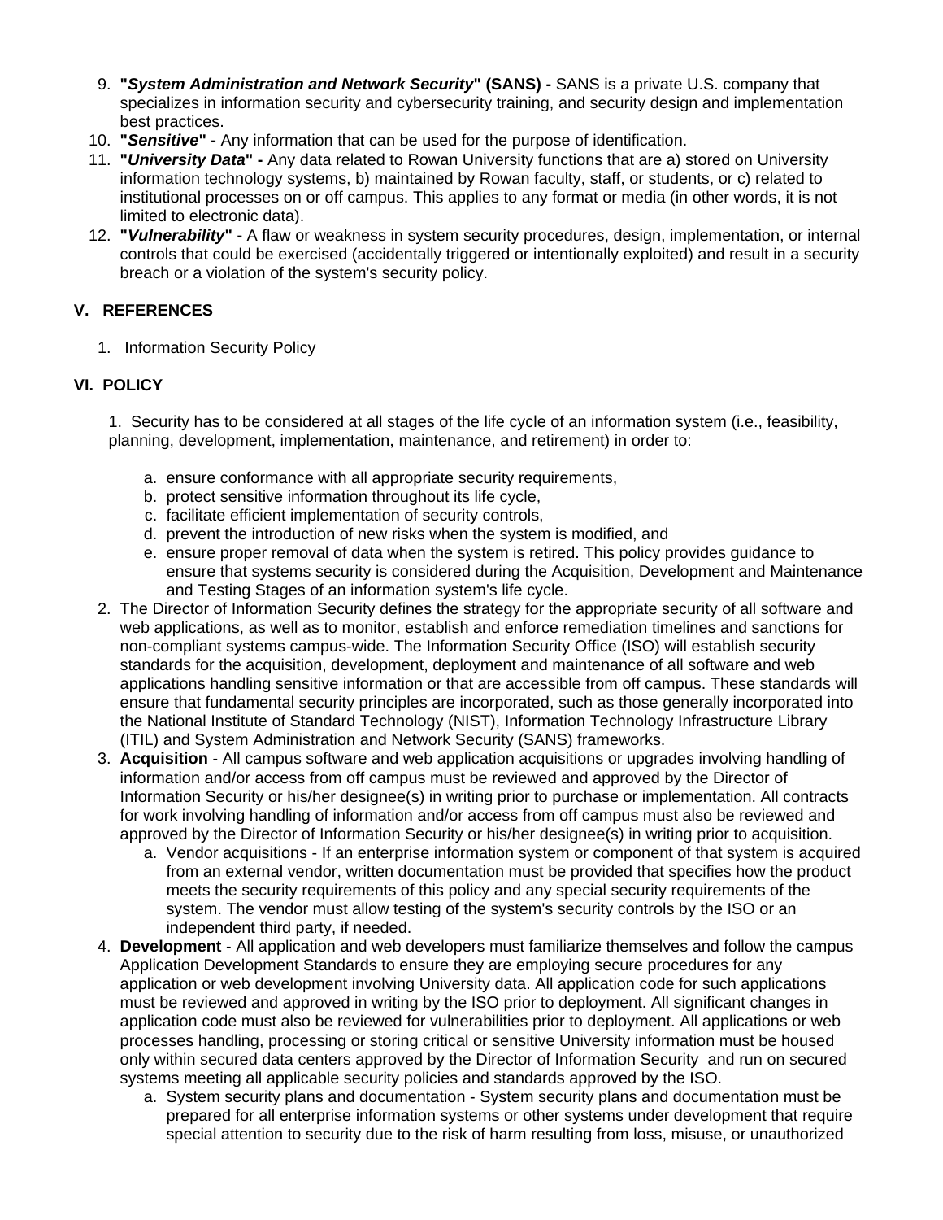9. **"*System Administration and Network Security*" (SANS) -** SANS is a private U.S. company that specializes in information security and cybersecurity training, and security design and implementation best practices.
10. **"*Sensitive*" -** Any information that can be used for the purpose of identification.
11. **"*University Data*" -** Any data related to Rowan University functions that are a) stored on University information technology systems, b) maintained by Rowan faculty, staff, or students, or c) related to institutional processes on or off campus. This applies to any format or media (in other words, it is not limited to electronic data).
12. **"*Vulnerability*" -** A flaw or weakness in system security procedures, design, implementation, or internal controls that could be exercised (accidentally triggered or intentionally exploited) and result in a security breach or a violation of the system's security policy.

## V. REFERENCES

1. Information Security Policy

## VI. POLICY

1. Security has to be considered at all stages of the life cycle of an information system (i.e., feasibility, planning, development, implementation, maintenance, and retirement) in order to:
   a. ensure conformance with all appropriate security requirements,
   b. protect sensitive information throughout its life cycle,
   c. facilitate efficient implementation of security controls,
   d. prevent the introduction of new risks when the system is modified, and
   e. ensure proper removal of data when the system is retired. This policy provides guidance to ensure that systems security is considered during the Acquisition, Development and Maintenance and Testing Stages of an information system's life cycle.
2. The Director of Information Security defines the strategy for the appropriate security of all software and web applications, as well as to monitor, establish and enforce remediation timelines and sanctions for non-compliant systems campus-wide. The Information Security Office (ISO) will establish security standards for the acquisition, development, deployment and maintenance of all software and web applications handling sensitive information or that are accessible from off campus. These standards will ensure that fundamental security principles are incorporated, such as those generally incorporated into the National Institute of Standard Technology (NIST), Information Technology Infrastructure Library (ITIL) and System Administration and Network Security (SANS) frameworks.
3. **Acquisition** - All campus software and web application acquisitions or upgrades involving handling of information and/or access from off campus must be reviewed and approved by the Director of Information Security or his/her designee(s) in writing prior to purchase or implementation. All contracts for work involving handling of information and/or access from off campus must also be reviewed and approved by the Director of Information Security or his/her designee(s) in writing prior to acquisition.
   a. Vendor acquisitions - If an enterprise information system or component of that system is acquired from an external vendor, written documentation must be provided that specifies how the product meets the security requirements of this policy and any special security requirements of the system. The vendor must allow testing of the system's security controls by the ISO or an independent third party, if needed.
4. **Development** - All application and web developers must familiarize themselves and follow the campus Application Development Standards to ensure they are employing secure procedures for any application or web development involving University data. All application code for such applications must be reviewed and approved in writing by the ISO prior to deployment. All significant changes in application code must also be reviewed for vulnerabilities prior to deployment. All applications or web processes handling, processing or storing critical or sensitive University information must be housed only within secured data centers approved by the Director of Information Security and run on secured systems meeting all applicable security policies and standards approved by the ISO.
   a. System security plans and documentation - System security plans and documentation must be prepared for all enterprise information systems or other systems under development that require special attention to security due to the risk of harm resulting from loss, misuse, or unauthorized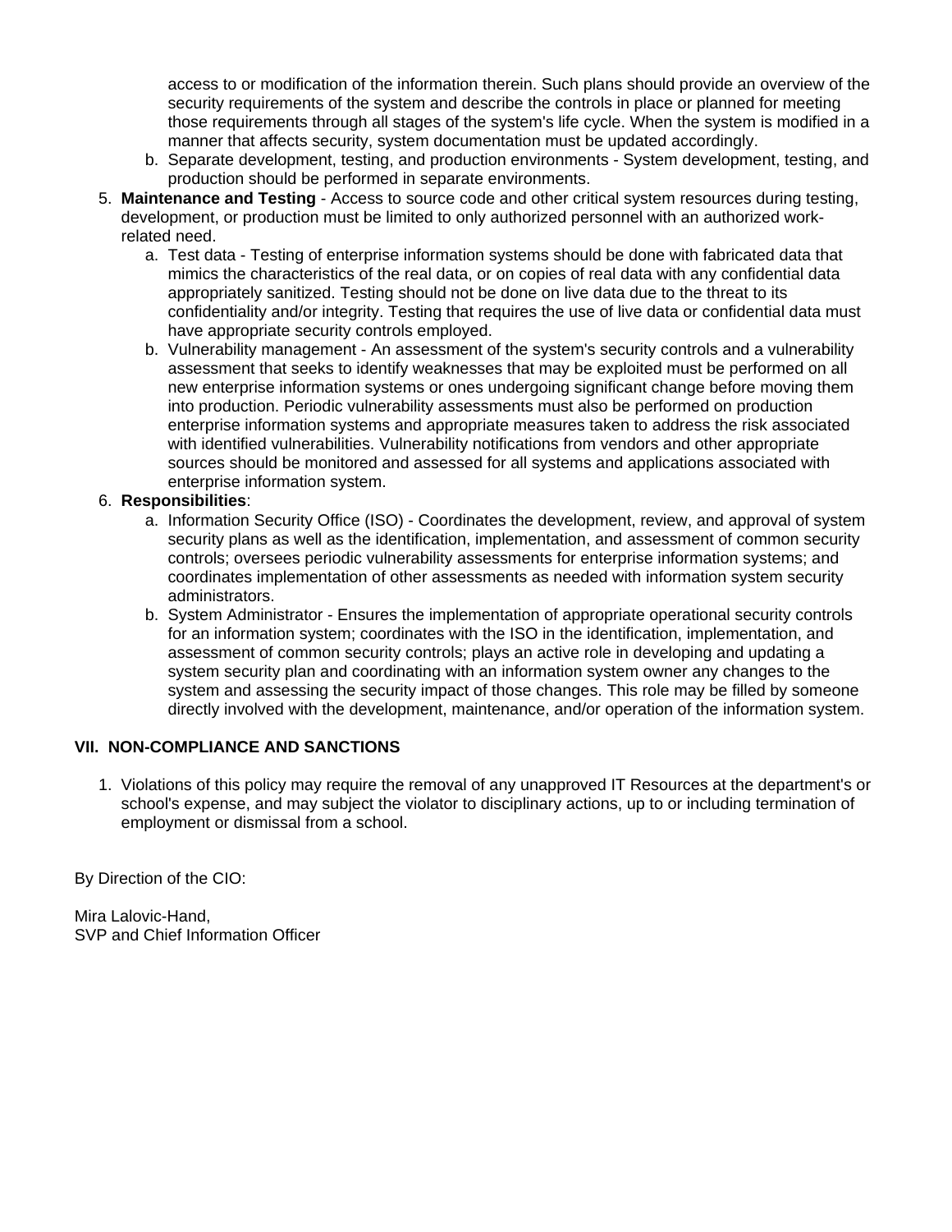access to or modification of the information therein. Such plans should provide an overview of the security requirements of the system and describe the controls in place or planned for meeting those requirements through all stages of the system's life cycle. When the system is modified in a manner that affects security, system documentation must be updated accordingly.
    b. Separate development, testing, and production environments - System development, testing, and production should be performed in separate environments.

5. **Maintenance and Testing** - Access to source code and other critical system resources during testing, development, or production must be limited to only authorized personnel with an authorized work-related need.
    a. Test data - Testing of enterprise information systems should be done with fabricated data that mimics the characteristics of the real data, or on copies of real data with any confidential data appropriately sanitized. Testing should not be done on live data due to the threat to its confidentiality and/or integrity. Testing that requires the use of live data or confidential data must have appropriate security controls employed.
    b. Vulnerability management - An assessment of the system's security controls and a vulnerability assessment that seeks to identify weaknesses that may be exploited must be performed on all new enterprise information systems or ones undergoing significant change before moving them into production. Periodic vulnerability assessments must also be performed on production enterprise information systems and appropriate measures taken to address the risk associated with identified vulnerabilities. Vulnerability notifications from vendors and other appropriate sources should be monitored and assessed for all systems and applications associated with enterprise information system.
6. **Responsibilities**:
    a. Information Security Office (ISO) - Coordinates the development, review, and approval of system security plans as well as the identification, implementation, and assessment of common security controls; oversees periodic vulnerability assessments for enterprise information systems; and coordinates implementation of other assessments as needed with information system security administrators.
    b. System Administrator - Ensures the implementation of appropriate operational security controls for an information system; coordinates with the ISO in the identification, implementation, and assessment of common security controls; plays an active role in developing and updating a system security plan and coordinating with an information system owner any changes to the system and assessing the security impact of those changes. This role may be filled by someone directly involved with the development, maintenance, and/or operation of the information system.

## VII. NON-COMPLIANCE AND SANCTIONS

1. Violations of this policy may require the removal of any unapproved IT Resources at the department's or school's expense, and may subject the violator to disciplinary actions, up to or including termination of employment or dismissal from a school.

By Direction of the CIO:

Mira Lalovic-Hand,
SVP and Chief Information Officer